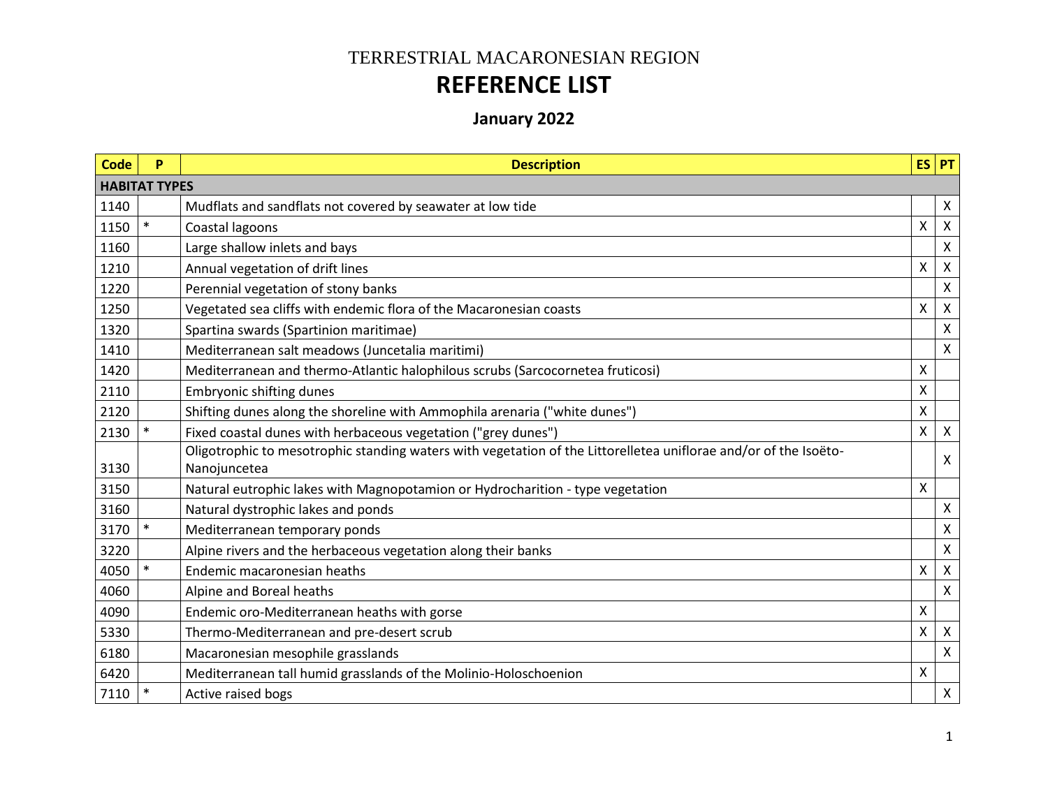# TERRESTRIAL MACARONESIAN REGION

# REFERENCE LIST

## January 2022

| Code | P | Description | ES | PT |
|---|---|---|---|---|
| **HABITAT TYPES** | | | | |
| 1140 | | Mudflats and sandflats not covered by seawater at low tide | | X |
| 1150 | * | Coastal lagoons | X | X |
| 1160 | | Large shallow inlets and bays | | X |
| 1210 | | Annual vegetation of drift lines | X | X |
| 1220 | | Perennial vegetation of stony banks | | X |
| 1250 | | Vegetated sea cliffs with endemic flora of the Macaronesian coasts | X | X |
| 1320 | | Spartina swards (Spartinion maritimae) | | X |
| 1410 | | Mediterranean salt meadows (Juncetalia maritimi) | | X |
| 1420 | | Mediterranean and thermo-Atlantic halophilous scrubs (Sarcocornetea fruticosi) | X | |
| 2110 | | Embryonic shifting dunes | X | |
| 2120 | | Shifting dunes along the shoreline with Ammophila arenaria ("white dunes") | X | |
| 2130 | * | Fixed coastal dunes with herbaceous vegetation ("grey dunes") | X | X |
| 3130 | | Oligotrophic to mesotrophic standing waters with vegetation of the Littorelletea uniflorae and/or of the Isoëto-Nanojuncetea | | X |
| 3150 | | Natural eutrophic lakes with Magnopotamion or Hydrocharition - type vegetation | X | |
| 3160 | | Natural dystrophic lakes and ponds | | X |
| 3170 | * | Mediterranean temporary ponds | | X |
| 3220 | | Alpine rivers and the herbaceous vegetation along their banks | | X |
| 4050 | * | Endemic macaronesian heaths | X | X |
| 4060 | | Alpine and Boreal heaths | | X |
| 4090 | | Endemic oro-Mediterranean heaths with gorse | X | |
| 5330 | | Thermo-Mediterranean and pre-desert scrub | X | X |
| 6180 | | Macaronesian mesophile grasslands | | X |
| 6420 | | Mediterranean tall humid grasslands of the Molinio-Holoschoenion | X | |
| 7110 | * | Active raised bogs | | X |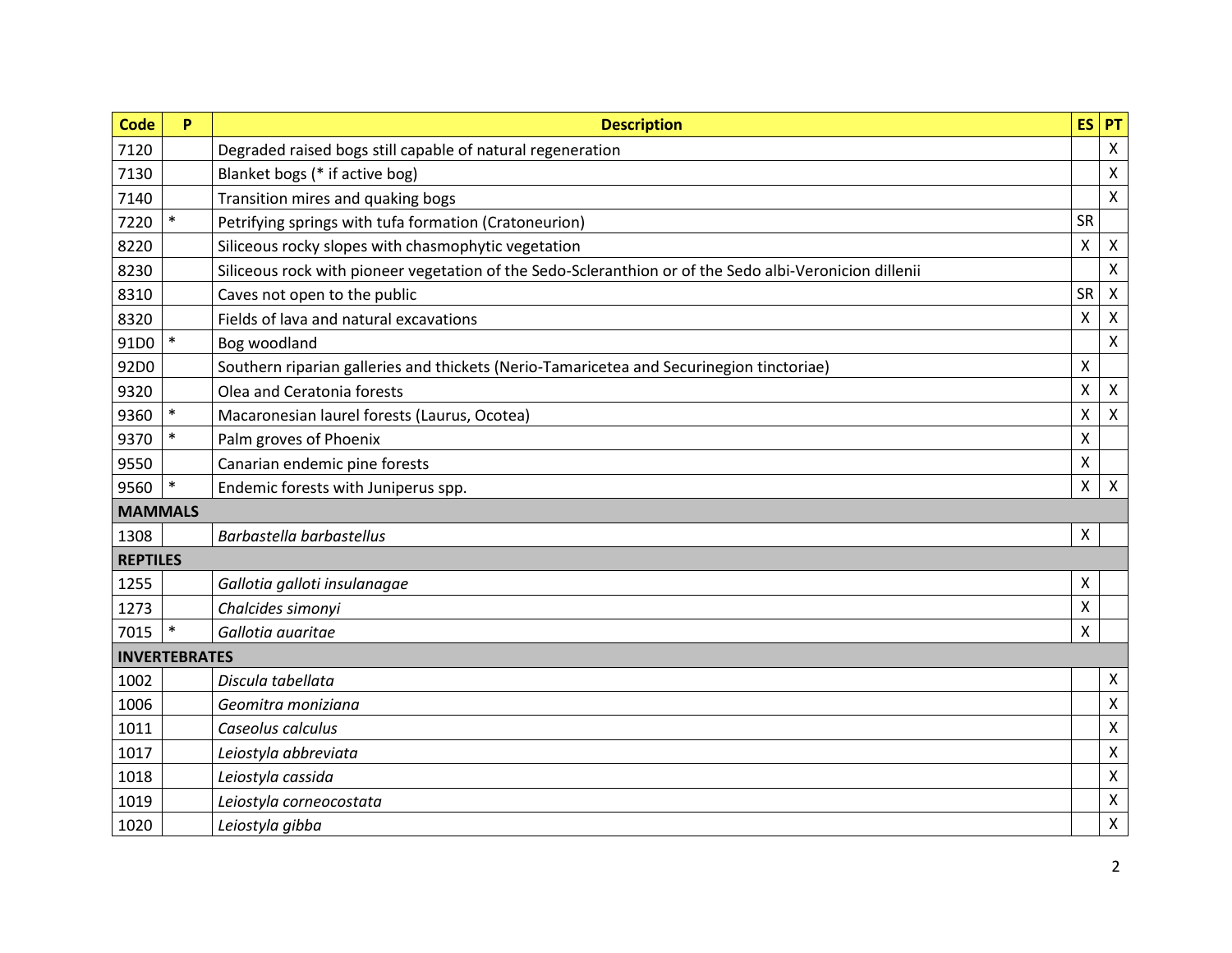| Code | P | Description | ES | PT |
|---|---|---|---|---|
| 7120 | | Degraded raised bogs still capable of natural regeneration | | X |
| 7130 | | Blanket bogs (* if active bog) | | X |
| 7140 | | Transition mires and quaking bogs | | X |
| 7220 | * | Petrifying springs with tufa formation (Cratoneurion) | SR | |
| 8220 | | Siliceous rocky slopes with chasmophytic vegetation | X | X |
| 8230 | | Siliceous rock with pioneer vegetation of the Sedo-Scleranthion or of the Sedo albi-Veronicion dillenii | | X |
| 8310 | | Caves not open to the public | SR | X |
| 8320 | | Fields of lava and natural excavations | X | X |
| 91D0 | * | Bog woodland | | X |
| 92D0 | | Southern riparian galleries and thickets (Nerio-Tamaricetea and Securinegion tinctoriae) | X | |
| 9320 | | Olea and Ceratonia forests | X | X |
| 9360 | * | Macaronesian laurel forests (Laurus, Ocotea) | X | X |
| 9370 | * | Palm groves of Phoenix | X | |
| 9550 | | Canarian endemic pine forests | X | |
| 9560 | * | Endemic forests with Juniperus spp. | X | X |
| **MAMMALS** | | | | |
| 1308 | | *Barbastella barbastellus* | X | |
| **REPTILES** | | | | |
| 1255 | | *Gallotia galloti insulanagae* | X | |
| 1273 | | *Chalcides simonyi* | X | |
| 7015 | * | *Gallotia auaritae* | X | |
| **INVERTEBRATES** | | | | |
| 1002 | | *Discula tabellata* | | X |
| 1006 | | *Geomitra moniziana* | | X |
| 1011 | | *Caseolus calculus* | | X |
| 1017 | | *Leiostyla abbreviata* | | X |
| 1018 | | *Leiostyla cassida* | | X |
| 1019 | | *Leiostyla corneocostata* | | X |
| 1020 | | *Leiostyla gibba* | | X |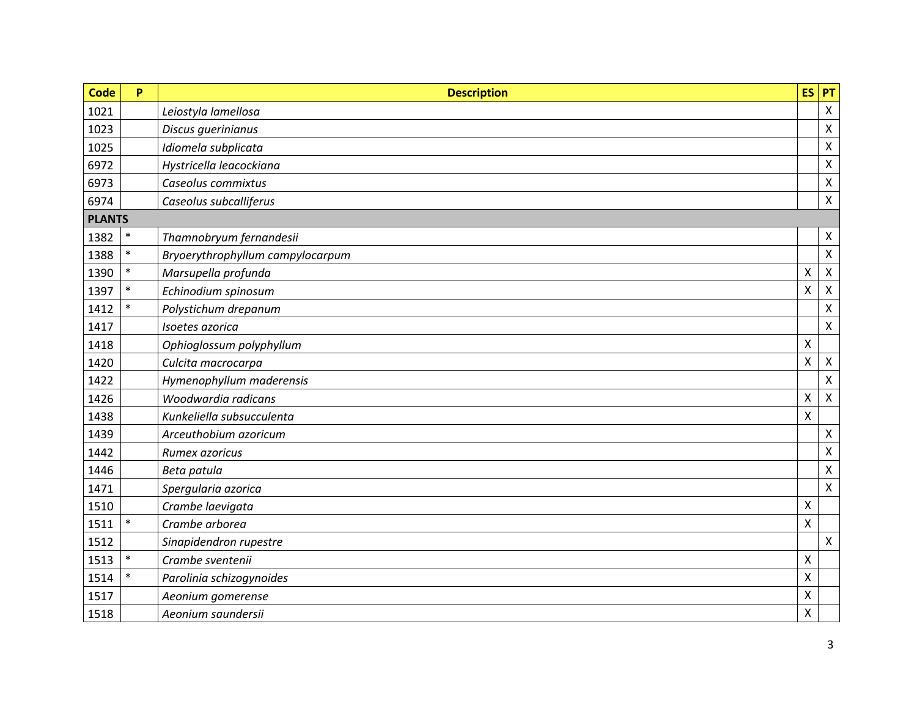| Code | P | Description | ES | PT |
|---|---|---|---|---|
| 1021 | | *Leiostyla lamellosa* | | X |
| 1023 | | *Discus guerinianus* | | X |
| 1025 | | *Idiomela subplicata* | | X |
| 6972 | | *Hystricella leacockiana* | | X |
| 6973 | | *Caseolus commixtus* | | X |
| 6974 | | *Caseolus subcalliferus* | | X |
| **PLANTS** | | | | |
| 1382 | * | *Thamnobryum fernandesii* | | X |
| 1388 | * | *Bryoerythrophyllum campylocarpum* | | X |
| 1390 | * | *Marsupella profunda* | X | X |
| 1397 | * | *Echinodium spinosum* | X | X |
| 1412 | * | *Polystichum drepanum* | | X |
| 1417 | | *Isoetes azorica* | | X |
| 1418 | | *Ophioglossum polyphyllum* | X | |
| 1420 | | *Culcita macrocarpa* | X | X |
| 1422 | | *Hymenophyllum maderensis* | | X |
| 1426 | | *Woodwardia radicans* | X | X |
| 1438 | | *Kunkeliella subsucculenta* | X | |
| 1439 | | *Arceuthobium azoricum* | | X |
| 1442 | | *Rumex azoricus* | | X |
| 1446 | | *Beta patula* | | X |
| 1471 | | *Spergularia azorica* | | X |
| 1510 | | *Crambe laevigata* | X | |
| 1511 | * | *Crambe arborea* | X | |
| 1512 | | *Sinapidendron rupestre* | | X |
| 1513 | * | *Crambe sventenii* | X | |
| 1514 | * | *Parolinia schizogynoides* | X | |
| 1517 | | *Aeonium gomerense* | X | |
| 1518 | | *Aeonium saundersii* | X | |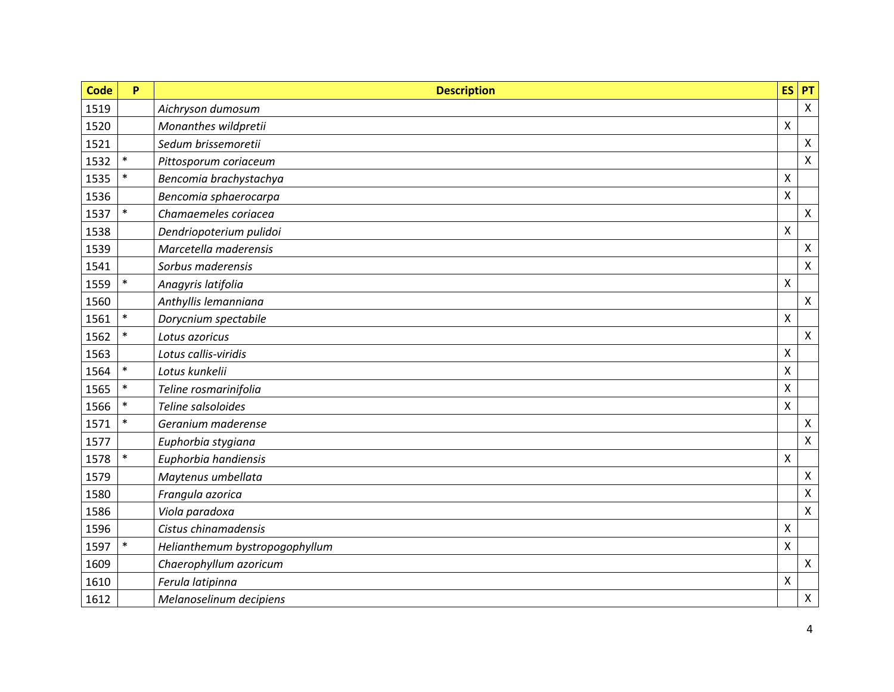| Code | P | Description | ES | PT |
|---|---|---|---|---|
| 1519 | | *Aichryson dumosum* | | X |
| 1520 | | *Monanthes wildpretii* | X | |
| 1521 | | *Sedum brissemoretii* | | X |
| 1532 | * | *Pittosporum coriaceum* | | X |
| 1535 | * | *Bencomia brachystachya* | X | |
| 1536 | | *Bencomia sphaerocarpa* | X | |
| 1537 | * | *Chamaemeles coriacea* | | X |
| 1538 | | *Dendriopoterium pulidoi* | X | |
| 1539 | | *Marcetella maderensis* | | X |
| 1541 | | *Sorbus maderensis* | | X |
| 1559 | * | *Anagyris latifolia* | X | |
| 1560 | | *Anthyllis lemanniana* | | X |
| 1561 | * | *Dorycnium spectabile* | X | |
| 1562 | * | *Lotus azoricus* | | X |
| 1563 | | *Lotus callis-viridis* | X | |
| 1564 | * | *Lotus kunkelii* | X | |
| 1565 | * | *Teline rosmarinifolia* | X | |
| 1566 | * | *Teline salsoloides* | X | |
| 1571 | * | *Geranium maderense* | | X |
| 1577 | | *Euphorbia stygiana* | | X |
| 1578 | * | *Euphorbia handiensis* | X | |
| 1579 | | *Maytenus umbellata* | | X |
| 1580 | | *Frangula azorica* | | X |
| 1586 | | *Viola paradoxa* | | X |
| 1596 | | *Cistus chinamadensis* | X | |
| 1597 | * | *Helianthemum bystropogophyllum* | X | |
| 1609 | | *Chaerophyllum azoricum* | | X |
| 1610 | | *Ferula latipinna* | X | |
| 1612 | | *Melanoselinum decipiens* | | X |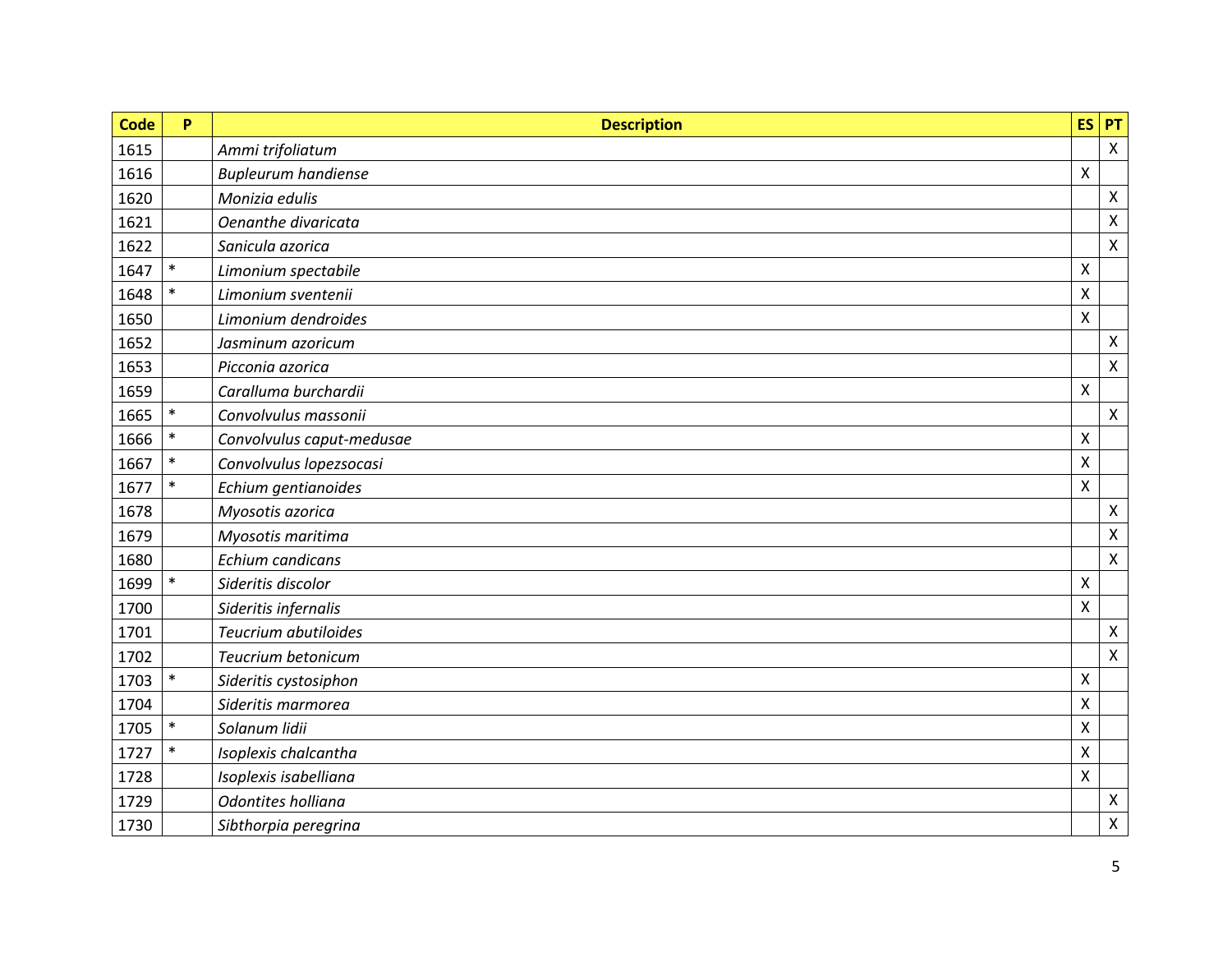| Code | P | Description | ES | PT |
|---|---|---|---|---|
| 1615 | | *Ammi trifoliatum* | | X |
| 1616 | | *Bupleurum handiense* | X | |
| 1620 | | *Monizia edulis* | | X |
| 1621 | | *Oenanthe divaricata* | | X |
| 1622 | | *Sanicula azorica* | | X |
| 1647 | * | *Limonium spectabile* | X | |
| 1648 | * | *Limonium sventenii* | X | |
| 1650 | | *Limonium dendroides* | X | |
| 1652 | | *Jasminum azoricum* | | X |
| 1653 | | *Picconia azorica* | | X |
| 1659 | | *Caralluma burchardii* | X | |
| 1665 | * | *Convolvulus massonii* | | X |
| 1666 | * | *Convolvulus caput-medusae* | X | |
| 1667 | * | *Convolvulus lopezsocasi* | X | |
| 1677 | * | *Echium gentianoides* | X | |
| 1678 | | *Myosotis azorica* | | X |
| 1679 | | *Myosotis maritima* | | X |
| 1680 | | *Echium candicans* | | X |
| 1699 | * | *Sideritis discolor* | X | |
| 1700 | | *Sideritis infernalis* | X | |
| 1701 | | *Teucrium abutiloides* | | X |
| 1702 | | *Teucrium betonicum* | | X |
| 1703 | * | *Sideritis cystosiphon* | X | |
| 1704 | | *Sideritis marmorea* | X | |
| 1705 | * | *Solanum lidii* | X | |
| 1727 | * | *Isoplexis chalcantha* | X | |
| 1728 | | *Isoplexis isabelliana* | X | |
| 1729 | | *Odontites holliana* | | X |
| 1730 | | *Sibthorpia peregrina* | | X |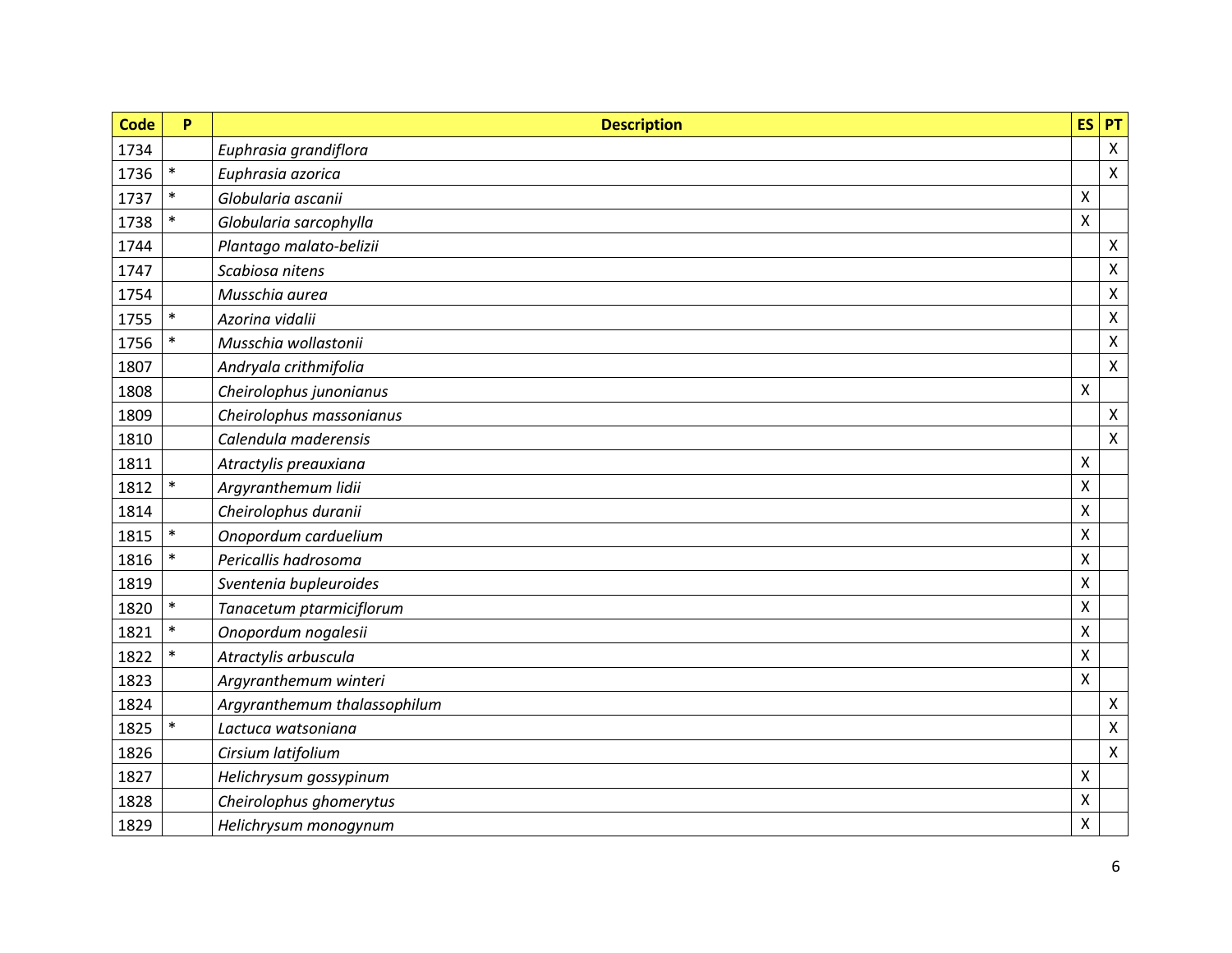| Code | P | Description | ES | PT |
|---|---|---|---|---|
| 1734 | | *Euphrasia grandiflora* | | X |
| 1736 | * | *Euphrasia azorica* | | X |
| 1737 | * | *Globularia ascanii* | X | |
| 1738 | * | *Globularia sarcophylla* | X | |
| 1744 | | *Plantago malato-belizii* | | X |
| 1747 | | *Scabiosa nitens* | | X |
| 1754 | | *Musschia aurea* | | X |
| 1755 | * | *Azorina vidalii* | | X |
| 1756 | * | *Musschia wollastonii* | | X |
| 1807 | | *Andryala crithmifolia* | | X |
| 1808 | | *Cheirolophus junonianus* | X | |
| 1809 | | *Cheirolophus massonianus* | | X |
| 1810 | | *Calendula maderensis* | | X |
| 1811 | | *Atractylis preauxiana* | X | |
| 1812 | * | *Argyranthemum lidii* | X | |
| 1814 | | *Cheirolophus duranii* | X | |
| 1815 | * | *Onopordum carduelium* | X | |
| 1816 | * | *Pericallis hadrosoma* | X | |
| 1819 | | *Sventenia bupleuroides* | X | |
| 1820 | * | *Tanacetum ptarmiciflorum* | X | |
| 1821 | * | *Onopordum nogalesii* | X | |
| 1822 | * | *Atractylis arbuscula* | X | |
| 1823 | | *Argyranthemum winteri* | X | |
| 1824 | | *Argyranthemum thalassophilum* | | X |
| 1825 | * | *Lactuca watsoniana* | | X |
| 1826 | | *Cirsium latifolium* | | X |
| 1827 | | *Helichrysum gossypinum* | X | |
| 1828 | | *Cheirolophus ghomerytus* | X | |
| 1829 | | *Helichrysum monogynum* | X | |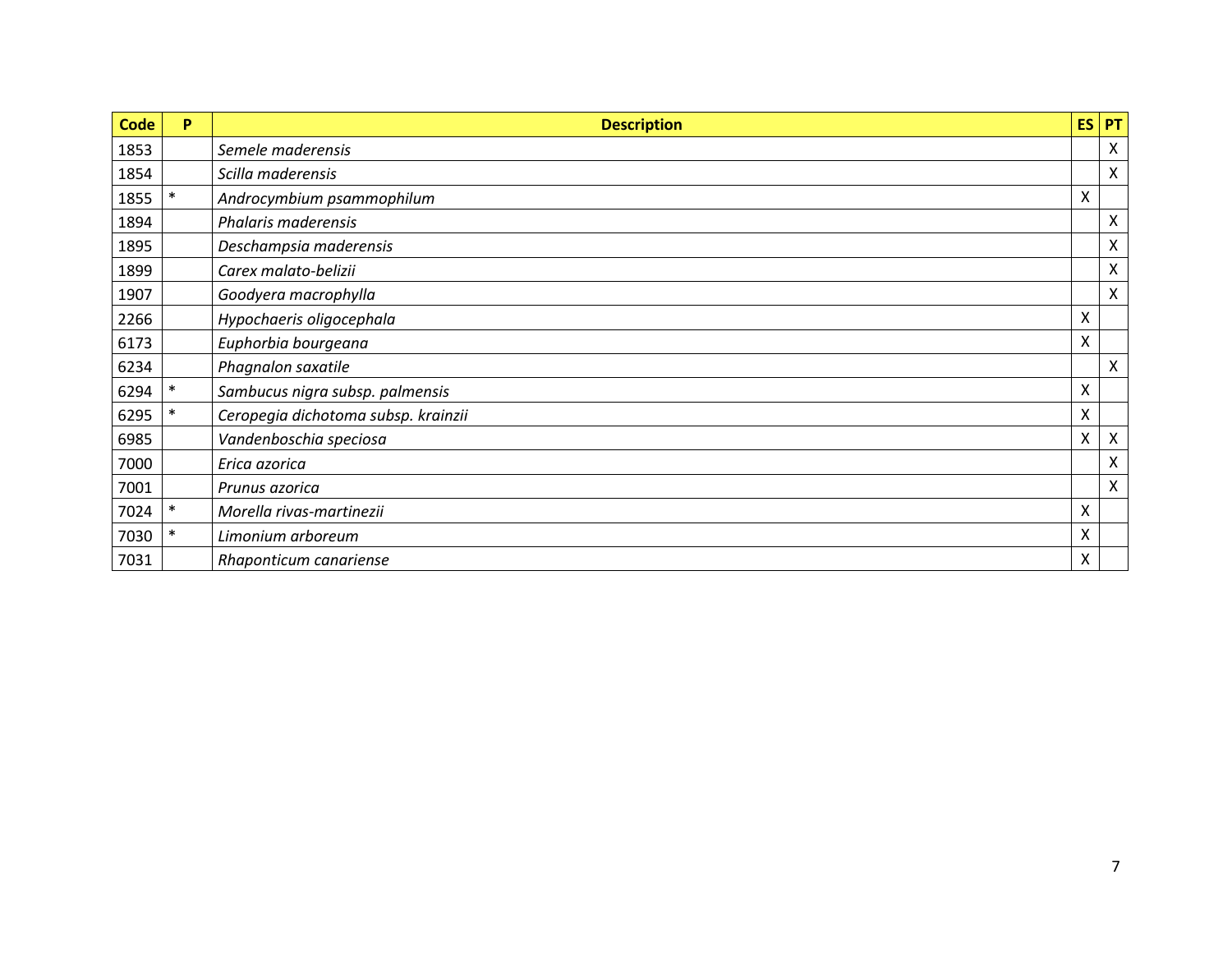| Code | P | Description | ES | PT |
|---|---|---|---|---|
| 1853 | | *Semele maderensis* | | X |
| 1854 | | *Scilla maderensis* | | X |
| 1855 | * | *Androcymbium psammophilum* | X | |
| 1894 | | *Phalaris maderensis* | | X |
| 1895 | | *Deschampsia maderensis* | | X |
| 1899 | | *Carex malato-belizii* | | X |
| 1907 | | *Goodyera macrophylla* | | X |
| 2266 | | *Hypochaeris oligocephala* | X | |
| 6173 | | *Euphorbia bourgeana* | X | |
| 6234 | | *Phagnalon saxatile* | | X |
| 6294 | * | *Sambucus nigra subsp. palmensis* | X | |
| 6295 | * | *Ceropegia dichotoma subsp. krainzii* | X | |
| 6985 | | *Vandenboschia speciosa* | X | X |
| 7000 | | *Erica azorica* | | X |
| 7001 | | *Prunus azorica* | | X |
| 7024 | * | *Morella rivas-martinezii* | X | |
| 7030 | * | *Limonium arboreum* | X | |
| 7031 | | *Rhaponticum canariense* | X | |